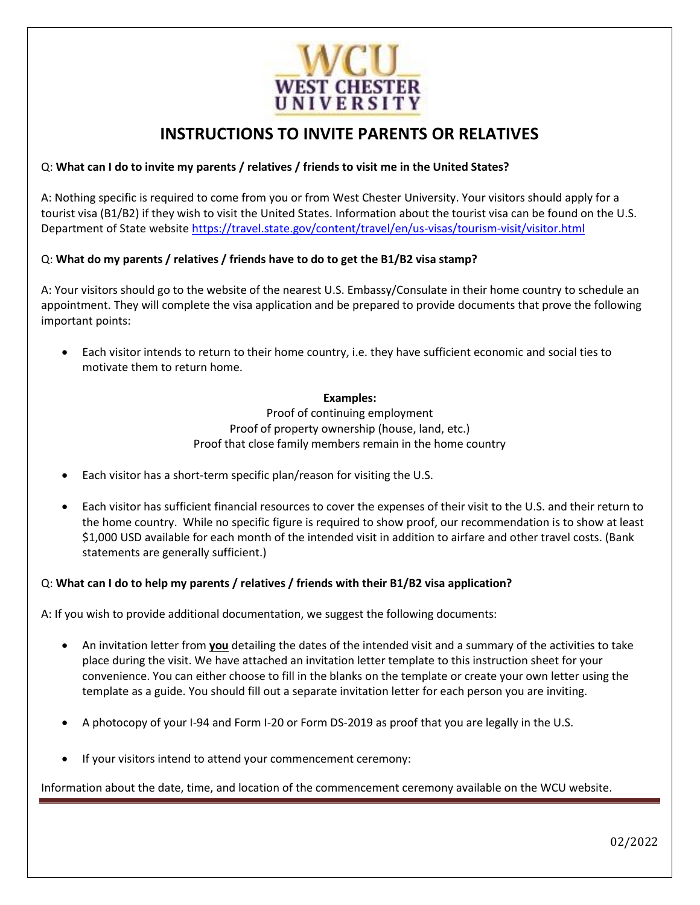WCU WEST CHESTER UNIVERSITY

# INSTRUCTIONS TO INVITE PARENTS OR RELATIVES

Q: **What can I do to invite my parents / relatives / friends to visit me in the United States?**

A: Nothing specific is required to come from you or from West Chester University. Your visitors should apply for a tourist visa (B1/B2) if they wish to visit the United States. Information about the tourist visa can be found on the U.S. Department of State website https://travel.state.gov/content/travel/en/us-visas/tourism-visit/visitor.html

Q: **What do my parents / relatives / friends have to do to get the B1/B2 visa stamp?**

A: Your visitors should go to the website of the nearest U.S. Embassy/Consulate in their home country to schedule an appointment. They will complete the visa application and be prepared to provide documents that prove the following important points:

- Each visitor intends to return to their home country, i.e. they have sufficient economic and social ties to motivate them to return home.

  **Examples:**
  Proof of continuing employment
  Proof of property ownership (house, land, etc.)
  Proof that close family members remain in the home country

- Each visitor has a short-term specific plan/reason for visiting the U.S.

- Each visitor has sufficient financial resources to cover the expenses of their visit to the U.S. and their return to the home country. While no specific figure is required to show proof, our recommendation is to show at least $1,000 USD available for each month of the intended visit in addition to airfare and other travel costs. (Bank statements are generally sufficient.)

Q: **What can I do to help my parents / relatives / friends with their B1/B2 visa application?**

A: If you wish to provide additional documentation, we suggest the following documents:

- An invitation letter from **you** detailing the dates of the intended visit and a summary of the activities to take place during the visit. We have attached an invitation letter template to this instruction sheet for your convenience. You can either choose to fill in the blanks on the template or create your own letter using the template as a guide. You should fill out a separate invitation letter for each person you are inviting.

- A photocopy of your I-94 and Form I-20 or Form DS-2019 as proof that you are legally in the U.S.

- If your visitors intend to attend your commencement ceremony:

Information about the date, time, and location of the commencement ceremony available on the WCU website.

02/2022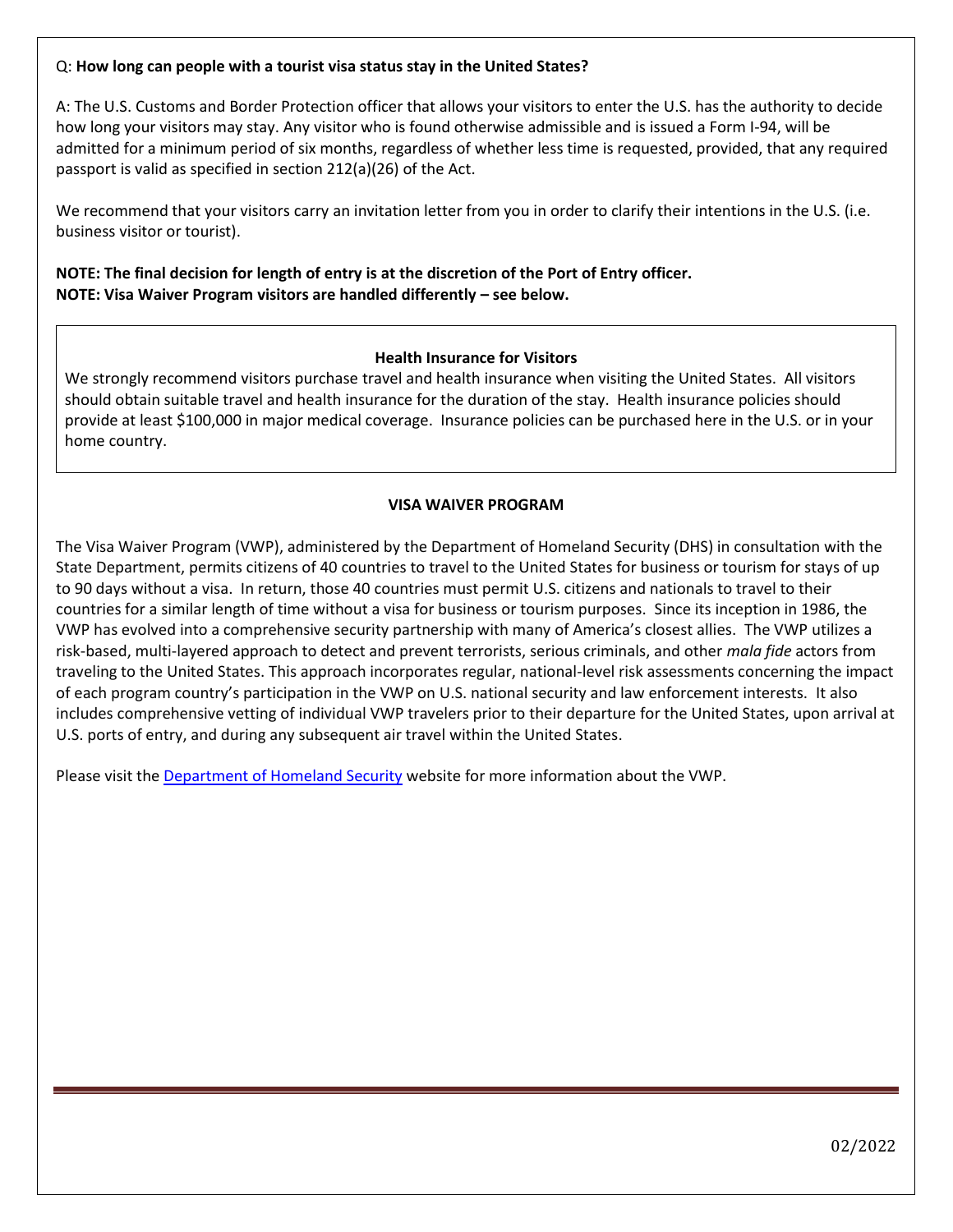Q: **How long can people with a tourist visa status stay in the United States?**

A: The U.S. Customs and Border Protection officer that allows your visitors to enter the U.S. has the authority to decide how long your visitors may stay. Any visitor who is found otherwise admissible and is issued a Form I-94, will be admitted for a minimum period of six months, regardless of whether less time is requested, provided, that any required passport is valid as specified in section 212(a)(26) of the Act.

We recommend that your visitors carry an invitation letter from you in order to clarify their intentions in the U.S. (i.e. business visitor or tourist).

**NOTE: The final decision for length of entry is at the discretion of the Port of Entry officer.**
**NOTE: Visa Waiver Program visitors are handled differently – see below.**

### Health Insurance for Visitors

We strongly recommend visitors purchase travel and health insurance when visiting the United States. All visitors should obtain suitable travel and health insurance for the duration of the stay. Health insurance policies should provide at least $100,000 in major medical coverage. Insurance policies can be purchased here in the U.S. or in your home country.

### VISA WAIVER PROGRAM

The Visa Waiver Program (VWP), administered by the Department of Homeland Security (DHS) in consultation with the State Department, permits citizens of 40 countries to travel to the United States for business or tourism for stays of up to 90 days without a visa. In return, those 40 countries must permit U.S. citizens and nationals to travel to their countries for a similar length of time without a visa for business or tourism purposes. Since its inception in 1986, the VWP has evolved into a comprehensive security partnership with many of America's closest allies. The VWP utilizes a risk-based, multi-layered approach to detect and prevent terrorists, serious criminals, and other *mala fide* actors from traveling to the United States. This approach incorporates regular, national-level risk assessments concerning the impact of each program country's participation in the VWP on U.S. national security and law enforcement interests. It also includes comprehensive vetting of individual VWP travelers prior to their departure for the United States, upon arrival at U.S. ports of entry, and during any subsequent air travel within the United States.

Please visit the Department of Homeland Security website for more information about the VWP.

02/2022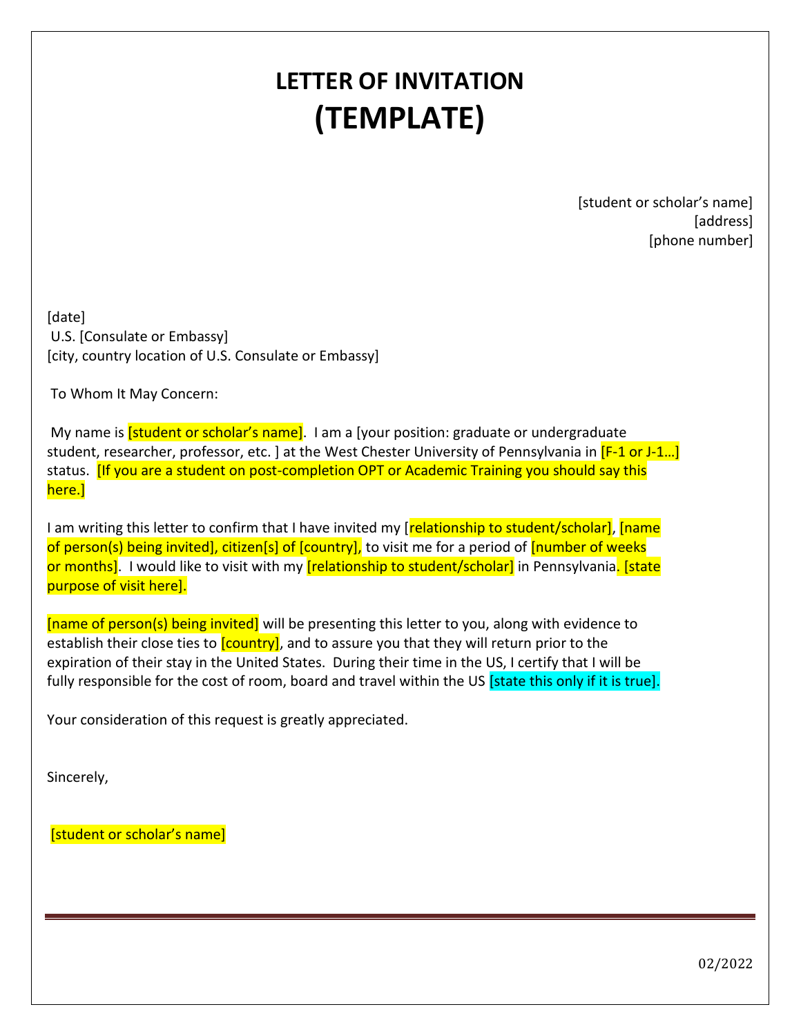# LETTER OF INVITATION
# (TEMPLATE)

[student or scholar's name]
[address]
[phone number]

[date]
U.S. [Consulate or Embassy]
[city, country location of U.S. Consulate or Embassy]

To Whom It May Concern:

My name is [student or scholar's name]. I am a [your position: graduate or undergraduate student, researcher, professor, etc. ] at the West Chester University of Pennsylvania in [F-1 or J-1…] status. [If you are a student on post-completion OPT or Academic Training you should say this here.]

I am writing this letter to confirm that I have invited my [relationship to student/scholar], [name of person(s) being invited], citizen[s] of [country], to visit me for a period of [number of weeks or months]. I would like to visit with my [relationship to student/scholar] in Pennsylvania. [state purpose of visit here].

[name of person(s) being invited] will be presenting this letter to you, along with evidence to establish their close ties to [country], and to assure you that they will return prior to the expiration of their stay in the United States. During their time in the US, I certify that I will be fully responsible for the cost of room, board and travel within the US [state this only if it is true].

Your consideration of this request is greatly appreciated.

Sincerely,

[student or scholar's name]

02/2022